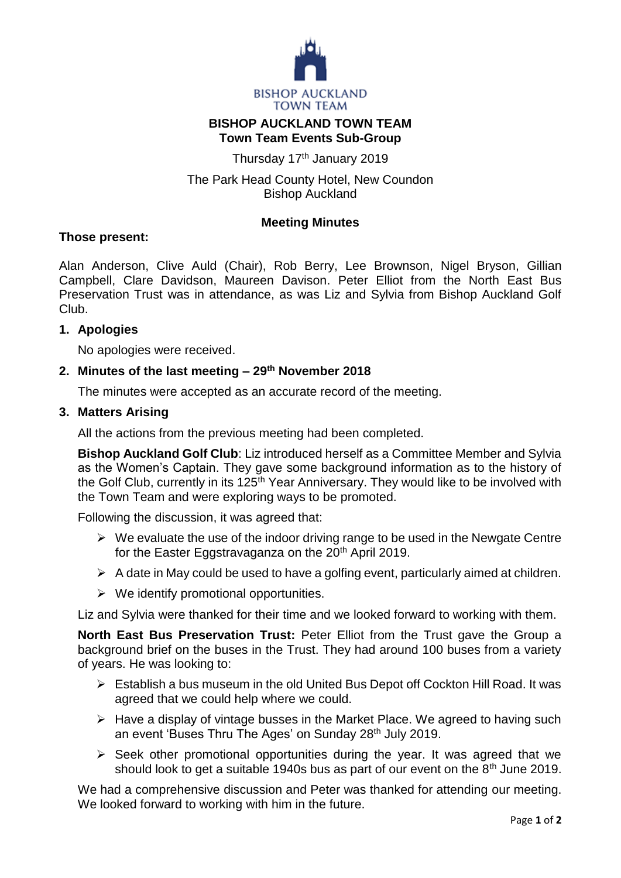BISHOP AUCKLAND TOWN TEAM

# BISHOP AUCKLAND TOWN TEAM
## Town Team Events Sub-Group

Thursday 17th January 2019

The Park Head County Hotel, New Coundon
Bishop Auckland

### Meeting Minutes

**Those present:**

Alan Anderson, Clive Auld (Chair), Rob Berry, Lee Brownson, Nigel Bryson, Gillian Campbell, Clare Davidson, Maureen Davison. Peter Elliot from the North East Bus Preservation Trust was in attendance, as was Liz and Sylvia from Bishop Auckland Golf Club.

**1. Apologies**

No apologies were received.

**2. Minutes of the last meeting – 29th November 2018**

The minutes were accepted as an accurate record of the meeting.

**3. Matters Arising**

All the actions from the previous meeting had been completed.

**Bishop Auckland Golf Club**: Liz introduced herself as a Committee Member and Sylvia as the Women's Captain. They gave some background information as to the history of the Golf Club, currently in its 125th Year Anniversary. They would like to be involved with the Town Team and were exploring ways to be promoted.

Following the discussion, it was agreed that:

- We evaluate the use of the indoor driving range to be used in the Newgate Centre for the Easter Eggstravaganza on the 20th April 2019.
- A date in May could be used to have a golfing event, particularly aimed at children.
- We identify promotional opportunities.

Liz and Sylvia were thanked for their time and we looked forward to working with them.

**North East Bus Preservation Trust:** Peter Elliot from the Trust gave the Group a background brief on the buses in the Trust. They had around 100 buses from a variety of years. He was looking to:

- Establish a bus museum in the old United Bus Depot off Cockton Hill Road. It was agreed that we could help where we could.
- Have a display of vintage busses in the Market Place. We agreed to having such an event 'Buses Thru The Ages' on Sunday 28th July 2019.
- Seek other promotional opportunities during the year. It was agreed that we should look to get a suitable 1940s bus as part of our event on the 8th June 2019.

We had a comprehensive discussion and Peter was thanked for attending our meeting. We looked forward to working with him in the future.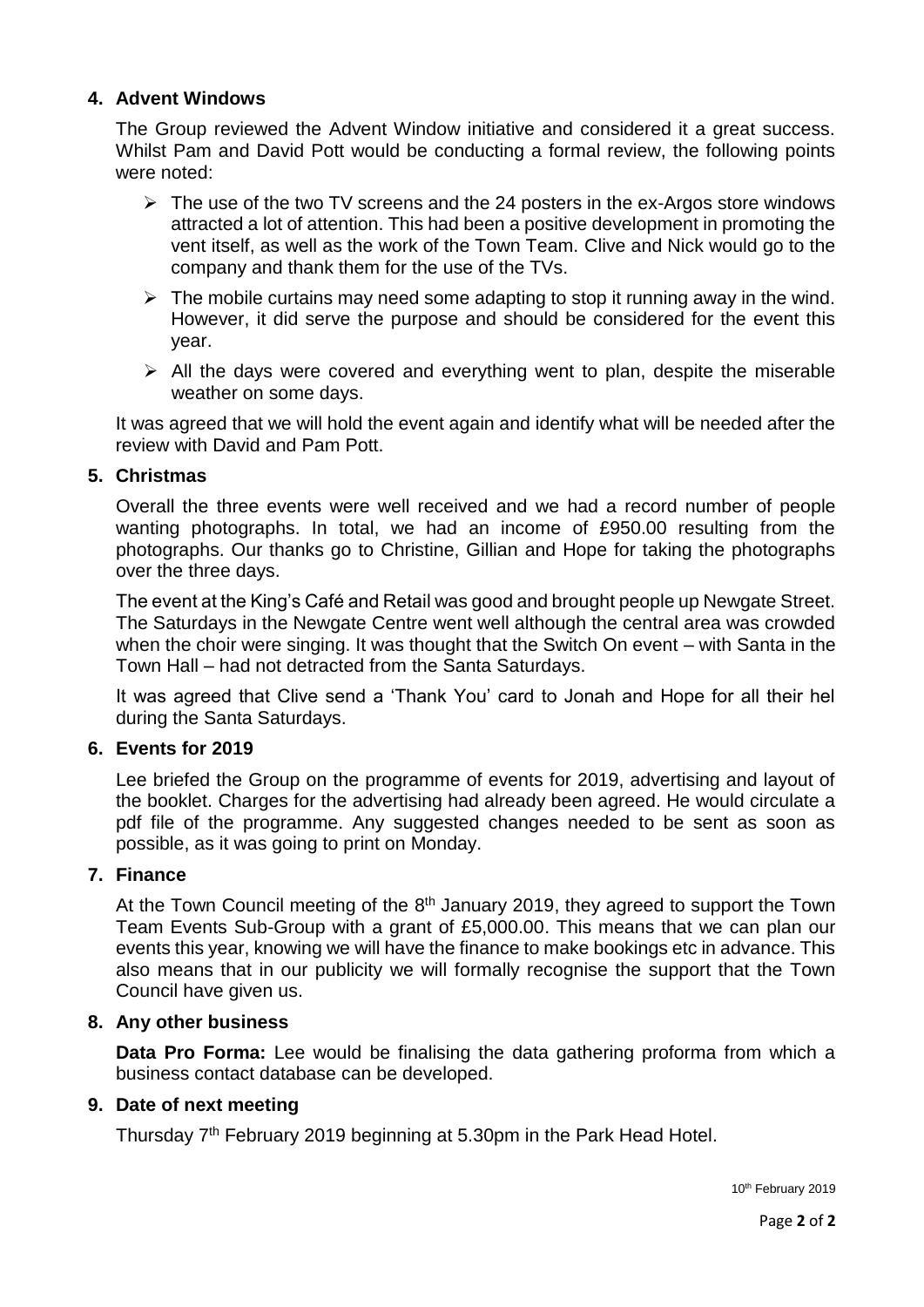## 4. Advent Windows

The Group reviewed the Advent Window initiative and considered it a great success. Whilst Pam and David Pott would be conducting a formal review, the following points were noted:

- The use of the two TV screens and the 24 posters in the ex-Argos store windows attracted a lot of attention. This had been a positive development in promoting the vent itself, as well as the work of the Town Team. Clive and Nick would go to the company and thank them for the use of the TVs.
- The mobile curtains may need some adapting to stop it running away in the wind. However, it did serve the purpose and should be considered for the event this year.
- All the days were covered and everything went to plan, despite the miserable weather on some days.

It was agreed that we will hold the event again and identify what will be needed after the review with David and Pam Pott.

## 5. Christmas

Overall the three events were well received and we had a record number of people wanting photographs. In total, we had an income of £950.00 resulting from the photographs. Our thanks go to Christine, Gillian and Hope for taking the photographs over the three days.

The event at the King's Café and Retail was good and brought people up Newgate Street. The Saturdays in the Newgate Centre went well although the central area was crowded when the choir were singing. It was thought that the Switch On event – with Santa in the Town Hall – had not detracted from the Santa Saturdays.

It was agreed that Clive send a 'Thank You' card to Jonah and Hope for all their hel during the Santa Saturdays.

## 6. Events for 2019

Lee briefed the Group on the programme of events for 2019, advertising and layout of the booklet. Charges for the advertising had already been agreed. He would circulate a pdf file of the programme. Any suggested changes needed to be sent as soon as possible, as it was going to print on Monday.

## 7. Finance

At the Town Council meeting of the 8th January 2019, they agreed to support the Town Team Events Sub-Group with a grant of £5,000.00. This means that we can plan our events this year, knowing we will have the finance to make bookings etc in advance. This also means that in our publicity we will formally recognise the support that the Town Council have given us.

## 8. Any other business

**Data Pro Forma:** Lee would be finalising the data gathering proforma from which a business contact database can be developed.

## 9. Date of next meeting

Thursday 7th February 2019 beginning at 5.30pm in the Park Head Hotel.

10th February 2019